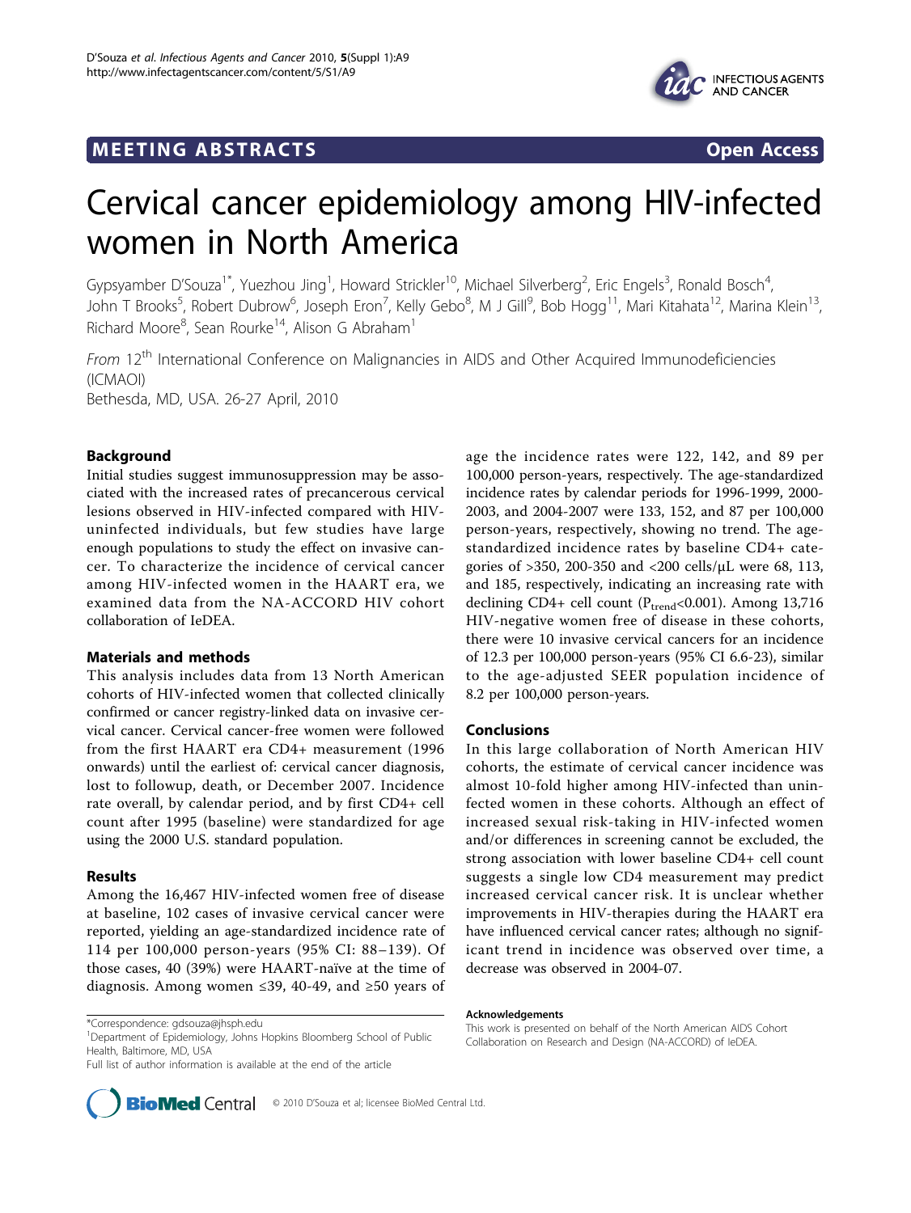MEETING ABSTRACTS Open Access

# Cervical cancer epidemiology among HIV-infected women in North America

Gypsyamber D'Souza[1*], Yuezhou Jing[1], Howard Strickler[10], Michael Silverberg[2], Eric Engels[3], Ronald Bosch[4], John T Brooks[5], Robert Dubrow[6], Joseph Eron[7], Kelly Gebo[8], M J Gill[9], Bob Hogg[11], Mari Kitahata[12], Marina Klein[13], Richard Moore[8], Sean Rourke[14], Alison G Abraham[1]

*From* 12[th] International Conference on Malignancies in AIDS and Other Acquired Immunodeficiencies (ICMAOI)
Bethesda, MD, USA. 26-27 April, 2010

## Background

Initial studies suggest immunosuppression may be associated with the increased rates of precancerous cervical lesions observed in HIV-infected compared with HIV-uninfected individuals, but few studies have large enough populations to study the effect on invasive cancer. To characterize the incidence of cervical cancer among HIV-infected women in the HAART era, we examined data from the NA-ACCORD HIV cohort collaboration of IeDEA.

## Materials and methods

This analysis includes data from 13 North American cohorts of HIV-infected women that collected clinically confirmed or cancer registry-linked data on invasive cervical cancer. Cervical cancer-free women were followed from the first HAART era CD4+ measurement (1996 onwards) until the earliest of: cervical cancer diagnosis, lost to followup, death, or December 2007. Incidence rate overall, by calendar period, and by first CD4+ cell count after 1995 (baseline) were standardized for age using the 2000 U.S. standard population.

## Results

Among the 16,467 HIV-infected women free of disease at baseline, 102 cases of invasive cervical cancer were reported, yielding an age-standardized incidence rate of 114 per 100,000 person-years (95% CI: 88–139). Of those cases, 40 (39%) were HAART-naïve at the time of diagnosis. Among women ≤39, 40-49, and ≥50 years of age the incidence rates were 122, 142, and 89 per 100,000 person-years, respectively. The age-standardized incidence rates by calendar periods for 1996-1999, 2000-2003, and 2004-2007 were 133, 152, and 87 per 100,000 person-years, respectively, showing no trend. The age-standardized incidence rates by baseline CD4+ categories of >350, 200-350 and <200 cells/μL were 68, 113, and 185, respectively, indicating an increasing rate with declining CD4+ cell count ($P_{trend}$<0.001). Among 13,716 HIV-negative women free of disease in these cohorts, there were 10 invasive cervical cancers for an incidence of 12.3 per 100,000 person-years (95% CI 6.6-23), similar to the age-adjusted SEER population incidence of 8.2 per 100,000 person-years.

## Conclusions

In this large collaboration of North American HIV cohorts, the estimate of cervical cancer incidence was almost 10-fold higher among HIV-infected than uninfected women in these cohorts. Although an effect of increased sexual risk-taking in HIV-infected women and/or differences in screening cannot be excluded, the strong association with lower baseline CD4+ cell count suggests a single low CD4 measurement may predict increased cervical cancer risk. It is unclear whether improvements in HIV-therapies during the HAART era have influenced cervical cancer rates; although no significant trend in incidence was observed over time, a decrease was observed in 2004-07.

### Acknowledgements

This work is presented on behalf of the North American AIDS Cohort Collaboration on Research and Design (NA-ACCORD) of IeDEA.

*Correspondence: gdsouza@jhsph.edu
[1]Department of Epidemiology, Johns Hopkins Bloomberg School of Public Health, Baltimore, MD, USA
Full list of author information is available at the end of the article

© 2010 D'Souza et al; licensee BioMed Central Ltd.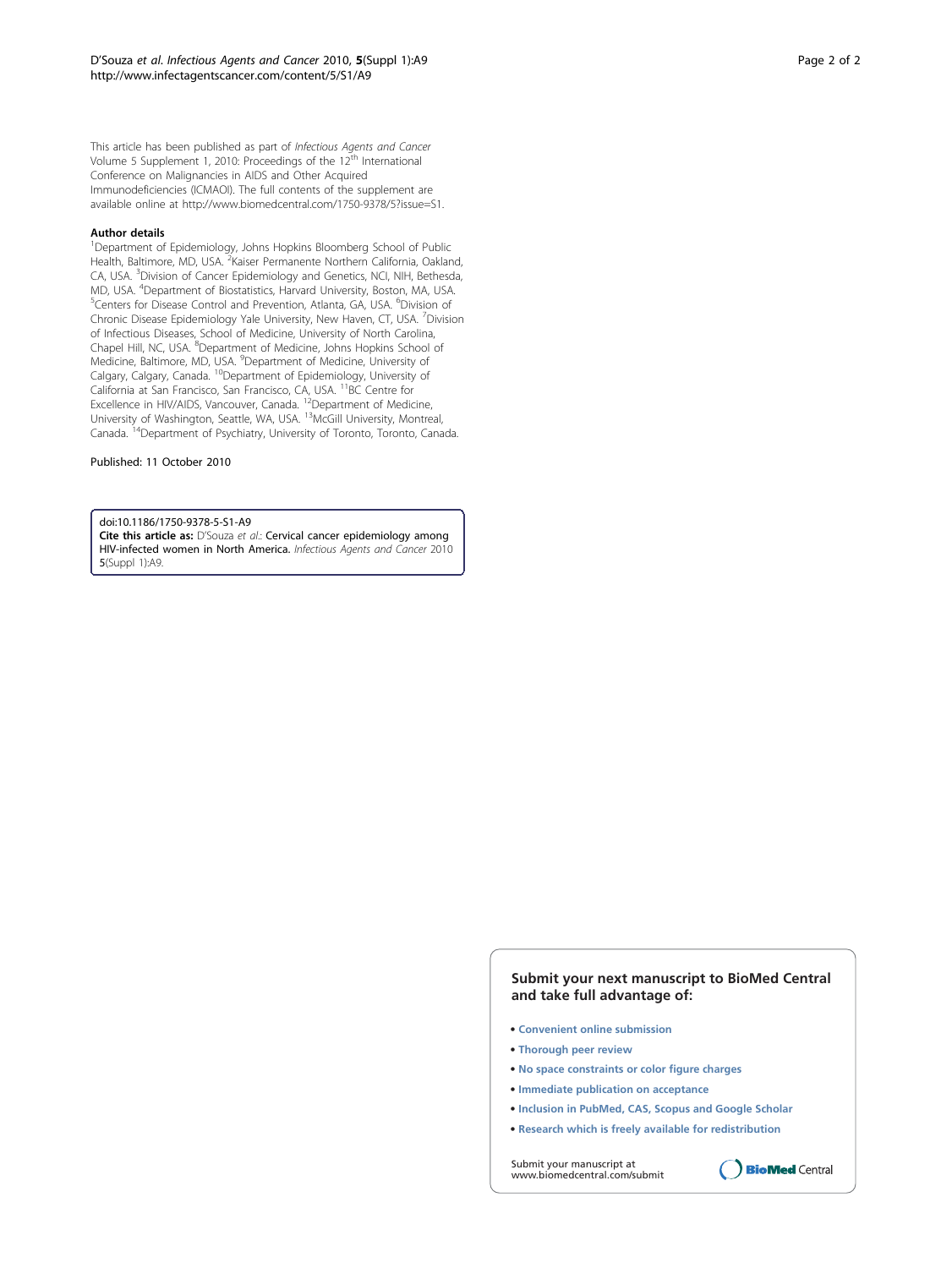This article has been published as part of *Infectious Agents and Cancer* Volume 5 Supplement 1, 2010: Proceedings of the 12[th] International Conference on Malignancies in AIDS and Other Acquired Immunodeficiencies (ICMAOI). The full contents of the supplement are available online at http://www.biomedcentral.com/1750-9378/5?issue=S1.

**Author details**

[1]Department of Epidemiology, Johns Hopkins Bloomberg School of Public Health, Baltimore, MD, USA. [2]Kaiser Permanente Northern California, Oakland, CA, USA. [3]Division of Cancer Epidemiology and Genetics, NCI, NIH, Bethesda, MD, USA. [4]Department of Biostatistics, Harvard University, Boston, MA, USA. [5]Centers for Disease Control and Prevention, Atlanta, GA, USA. [6]Division of Chronic Disease Epidemiology Yale University, New Haven, CT, USA. [7]Division of Infectious Diseases, School of Medicine, University of North Carolina, Chapel Hill, NC, USA. [8]Department of Medicine, Johns Hopkins School of Medicine, Baltimore, MD, USA. [9]Department of Medicine, University of Calgary, Calgary, Canada. [10]Department of Epidemiology, University of California at San Francisco, San Francisco, CA, USA. [11]BC Centre for Excellence in HIV/AIDS, Vancouver, Canada. [12]Department of Medicine, University of Washington, Seattle, WA, USA. [13]McGill University, Montreal, Canada. [14]Department of Psychiatry, University of Toronto, Toronto, Canada.

Published: 11 October 2010

doi:10.1186/1750-9378-5-S1-A9

**Cite this article as:** D'Souza *et al.*: Cervical cancer epidemiology among HIV-infected women in North America. *Infectious Agents and Cancer* 2010 **5**(Suppl 1):A9.

**Submit your next manuscript to BioMed Central and take full advantage of:**

- **Convenient online submission**
- **Thorough peer review**
- **No space constraints or color figure charges**
- **Immediate publication on acceptance**
- **Inclusion in PubMed, CAS, Scopus and Google Scholar**
- **Research which is freely available for redistribution**

Submit your manuscript at www.biomedcentral.com/submit

BioMed Central